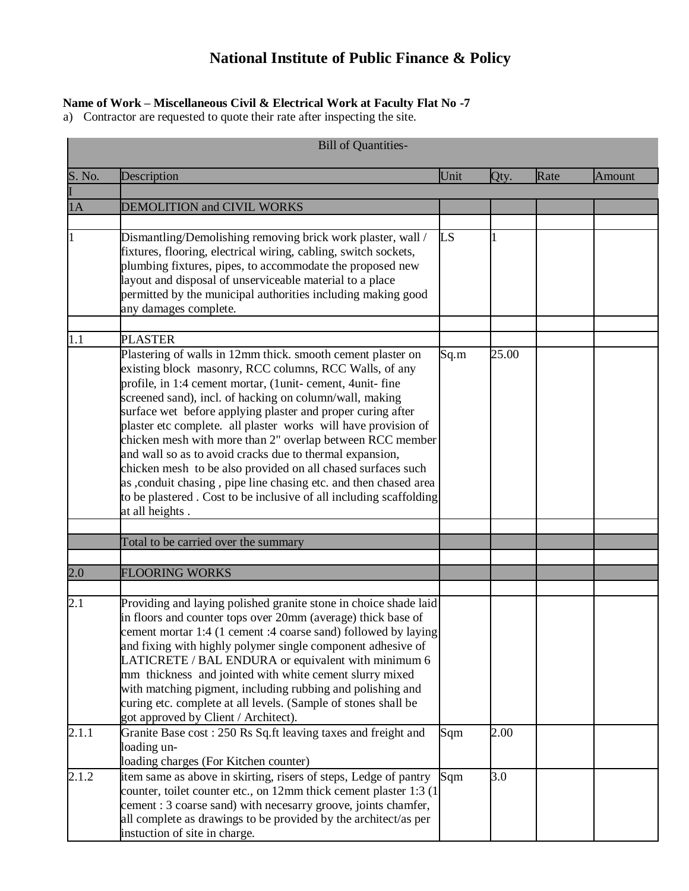# National Institute of Public Finance & Policy

**Name of Work – Miscellaneous Civil & Electrical Work at Faculty Flat No -7**

a) Contractor are requested to quote their rate after inspecting the site.

| Bill of Quantities- | | | | | |
|---|---|---|---|---|---|
| S. No. | Description | Unit | Qty. | Rate | Amount |
| I | | | | | |
| 1A | DEMOLITION and CIVIL WORKS | | | | |
| | | | | | |
| 1 | Dismantling/Demolishing removing brick work plaster, wall / fixtures, flooring, electrical wiring, cabling, switch sockets, plumbing fixtures, pipes, to accommodate the proposed new layout and disposal of unserviceable material to a place permitted by the municipal authorities including making good any damages complete. | LS | 1 | | |
| | | | | | |
| 1.1 | PLASTER | | | | |
| | Plastering of walls in 12mm thick. smooth cement plaster on existing block masonry, RCC columns, RCC Walls, of any profile, in 1:4 cement mortar, (1unit- cement, 4unit- fine screened sand), incl. of hacking on column/wall, making surface wet before applying plaster and proper curing after plaster etc complete. all plaster works will have provision of chicken mesh with more than 2" overlap between RCC member and wall so as to avoid cracks due to thermal expansion, chicken mesh to be also provided on all chased surfaces such as ,conduit chasing , pipe line chasing etc. and then chased area to be plastered . Cost to be inclusive of all including scaffolding at all heights . | Sq.m | 25.00 | | |
| | | | | | |
| | Total to be carried over the summary | | | | |
| | | | | | |
| 2.0 | FLOORING WORKS | | | | |
| | | | | | |
| 2.1 | Providing and laying polished granite stone in choice shade laid in floors and counter tops over 20mm (average) thick base of cement mortar 1:4 (1 cement :4 coarse sand) followed by laying and fixing with highly polymer single component adhesive of LATICRETE / BAL ENDURA or equivalent with minimum 6 mm thickness and jointed with white cement slurry mixed with matching pigment, including rubbing and polishing and curing etc. complete at all levels. (Sample of stones shall be got approved by Client / Architect). | | | | |
| 2.1.1 | Granite Base cost : 250 Rs Sq.ft leaving taxes and freight and loading un-loading charges (For Kitchen counter) | Sqm | 2.00 | | |
| 2.1.2 | item same as above in skirting, risers of steps, Ledge of pantry counter, toilet counter etc., on 12mm thick cement plaster 1:3 (1 cement : 3 coarse sand) with necesarry groove, joints chamfer, all complete as drawings to be provided by the architect/as per instuction of site in charge. | Sqm | 3.0 | | |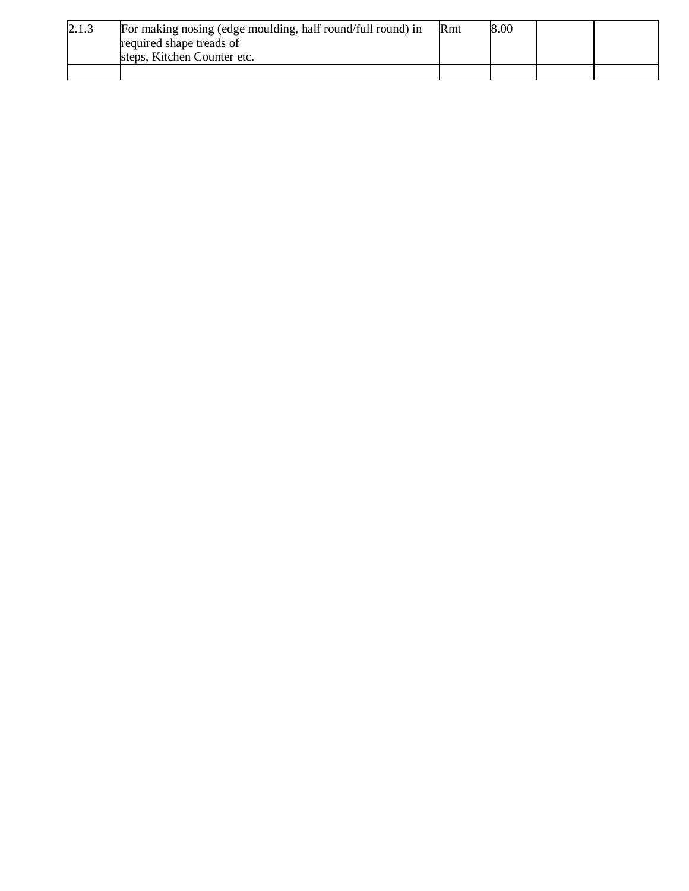| 2.1.3 | For making nosing (edge moulding, half round/full round) in required shape treads of steps, Kitchen Counter etc. | Rmt | 8.00 | | |
|---|---|---|---|---|---|
| | | | | | |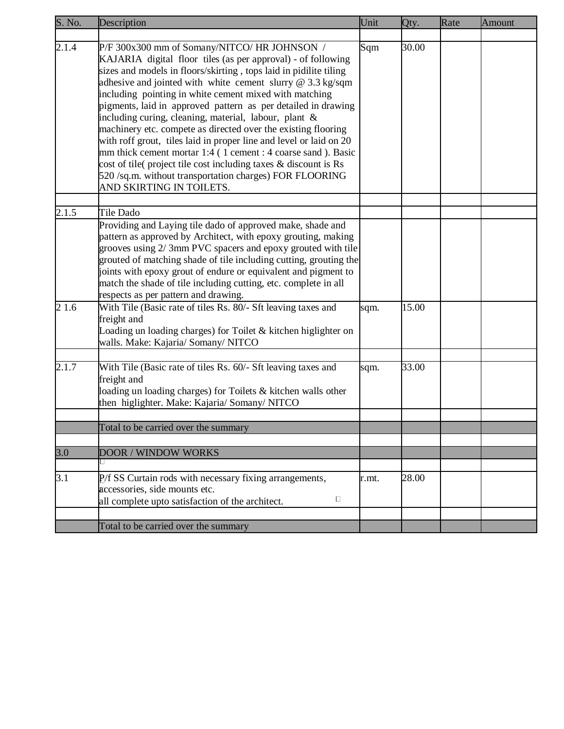| S. No. | Description | Unit | Qty. | Rate | Amount |
|---|---|---|---|---|---|
| | | | | | |
| 2.1.4 | P/F 300x300 mm of Somany/NITCO/ HR JOHNSON / KAJARIA digital floor tiles (as per approval) - of following sizes and models in floors/skirting , tops laid in pidilite tiling adhesive and jointed with white cement slurry @ 3.3 kg/sqm including pointing in white cement mixed with matching pigments, laid in approved pattern as per detailed in drawing including curing, cleaning, material, labour, plant & machinery etc. compete as directed over the existing flooring with roff grout, tiles laid in proper line and level or laid on 20 mm thick cement mortar 1:4 ( 1 cement : 4 coarse sand ). Basic cost of tile( project tile cost including taxes & discount is Rs 520 /sq.m. without transportation charges) FOR FLOORING AND SKIRTING IN TOILETS. | Sqm | 30.00 | | |
| | | | | | |
| 2.1.5 | Tile Dado | | | | |
| | Providing and Laying tile dado of approved make, shade and pattern as approved by Architect, with epoxy grouting, making grooves using 2/ 3mm PVC spacers and epoxy grouted with tile grouted of matching shade of tile including cutting, grouting the joints with epoxy grout of endure or equivalent and pigment to match the shade of tile including cutting, etc. complete in all respects as per pattern and drawing. | | | | |
| 2 1.6 | With Tile (Basic rate of tiles Rs. 80/- Sft leaving taxes and freight and Loading un loading charges) for Toilet & kitchen higlighter on walls. Make: Kajaria/ Somany/ NITCO | sqm. | 15.00 | | |
| | | | | | |
| 2.1.7 | With Tile (Basic rate of tiles Rs. 60/- Sft leaving taxes and freight and loading un loading charges) for Toilets & kitchen walls other then higlighter. Make: Kajaria/ Somany/ NITCO | sqm. | 33.00 | | |
| | | | | | |
| | Total to be carried over the summary | | | | |
| | | | | | |
| 3.0 | DOOR / WINDOW WORKS | | | | |
| | | | | | |
| 3.1 | P/f SS Curtain rods with necessary fixing arrangements, accessories, side mounts etc. all complete upto satisfaction of the architect. | r.mt. | 28.00 | | |
| | | | | | |
| | Total to be carried over the summary | | | | |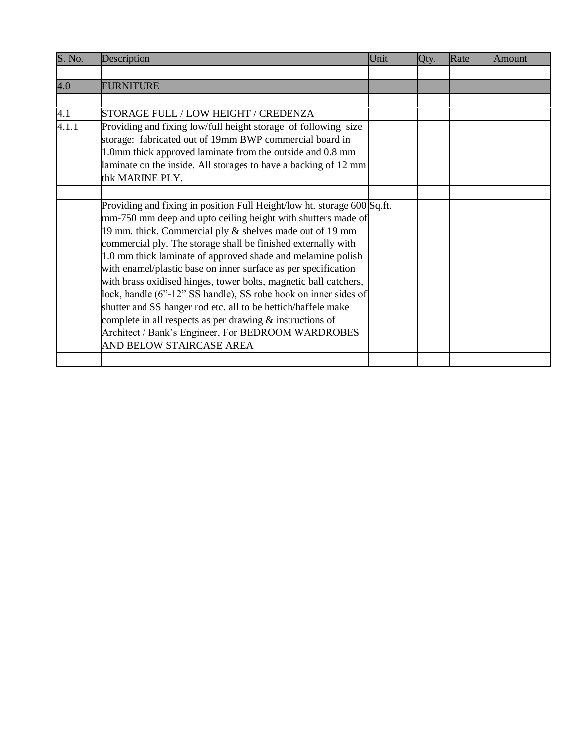| S. No. | Description | Unit | Qty. | Rate | Amount |
|---|---|---|---|---|---|
| | | | | | |
| 4.0 | FURNITURE | | | | |
| | | | | | |
| 4.1 | STORAGE FULL / LOW HEIGHT / CREDENZA | | | | |
| 4.1.1 | Providing and fixing low/full height storage of following size storage: fabricated out of 19mm BWP commercial board in 1.0mm thick approved laminate from the outside and 0.8 mm laminate on the inside. All storages to have a backing of 12 mm thk MARINE PLY. | | | | |
| | | | | | |
| | Providing and fixing in position Full Height/low ht. storage 600 mm-750 mm deep and upto ceiling height with shutters made of 19 mm. thick. Commercial ply & shelves made out of 19 mm commercial ply. The storage shall be finished externally with 1.0 mm thick laminate of approved shade and melamine polish with enamel/plastic base on inner surface as per specification with brass oxidised hinges, tower bolts, magnetic ball catchers, lock, handle (6"-12" SS handle), SS robe hook on inner sides of shutter and SS hanger rod etc. all to be hettich/haffele make complete in all respects as per drawing & instructions of Architect / Bank's Engineer, For BEDROOM WARDROBES AND BELOW STAIRCASE AREA | Sq.ft. | | | |
| | | | | | |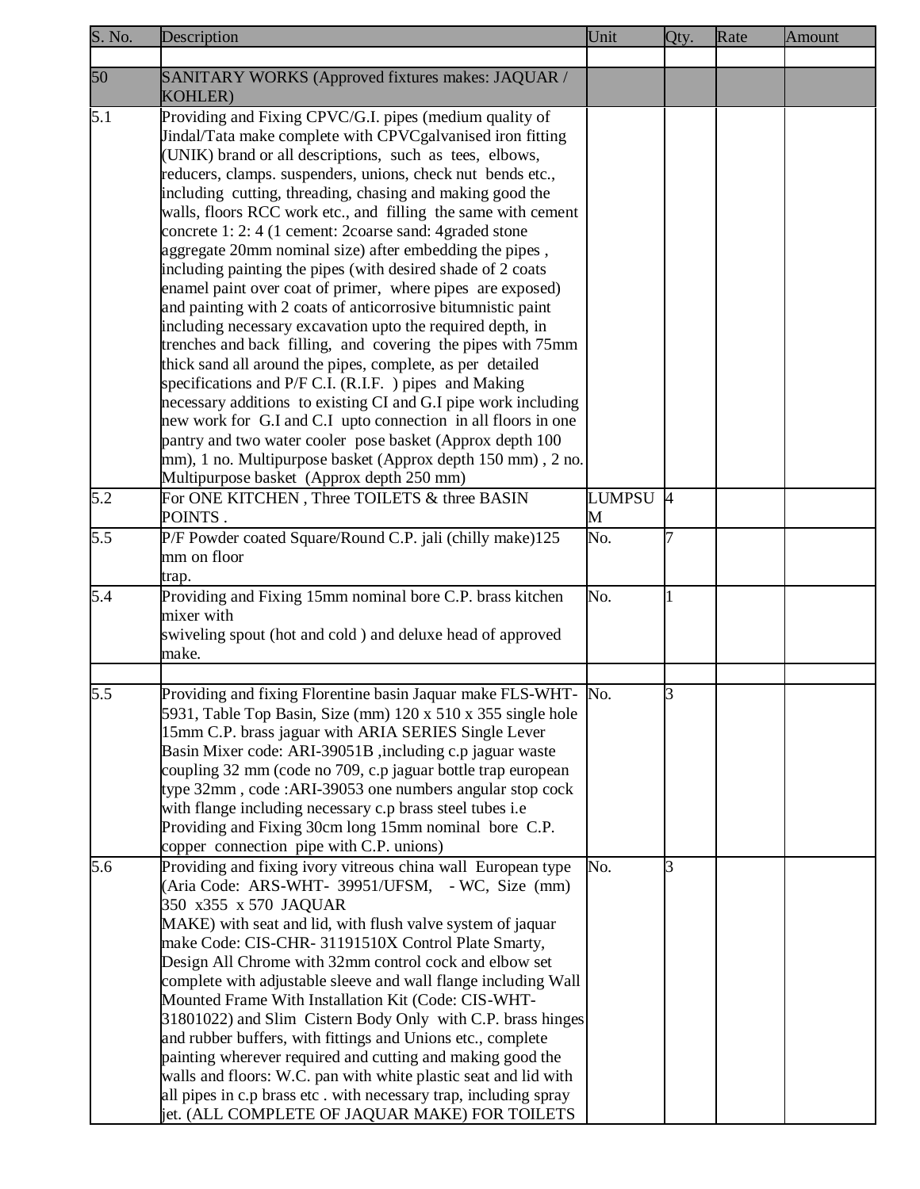| S. No. | Description | Unit | Qty. | Rate | Amount |
|---|---|---|---|---|---|
| | | | | | |
| 50 | SANITARY WORKS (Approved fixtures makes: JAQUAR / KOHLER) | | | | |
| 5.1 | Providing and Fixing CPVC/G.I. pipes (medium quality of Jindal/Tata make complete with CPVCgalvanised iron fitting (UNIK) brand or all descriptions, such as tees, elbows, reducers, clamps. suspenders, unions, check nut bends etc., including cutting, threading, chasing and making good the walls, floors RCC work etc., and filling the same with cement concrete 1: 2: 4 (1 cement: 2coarse sand: 4graded stone aggregate 20mm nominal size) after embedding the pipes , including painting the pipes (with desired shade of 2 coats enamel paint over coat of primer, where pipes are exposed) and painting with 2 coats of anticorrosive bitumnistic paint including necessary excavation upto the required depth, in trenches and back filling, and covering the pipes with 75mm thick sand all around the pipes, complete, as per detailed specifications and P/F C.I. (R.I.F. ) pipes and Making necessary additions to existing CI and G.I pipe work including new work for G.I and C.I upto connection in all floors in one pantry and two water cooler pose basket (Approx depth 100 mm), 1 no. Multipurpose basket (Approx depth 150 mm) , 2 no. Multipurpose basket (Approx depth 250 mm) | | | | |
| 5.2 | For ONE KITCHEN , Three TOILETS & three BASIN POINTS . | LUMPSUM | 4 | | |
| 5.5 | P/F Powder coated Square/Round C.P. jali (chilly make)125 mm on floor trap. | No. | 7 | | |
| 5.4 | Providing and Fixing 15mm nominal bore C.P. brass kitchen mixer with swiveling spout (hot and cold ) and deluxe head of approved make. | No. | 1 | | |
| | | | | | |
| 5.5 | Providing and fixing Florentine basin Jaquar make FLS-WHT-5931, Table Top Basin, Size (mm) 120 x 510 x 355 single hole 15mm C.P. brass jaguar with ARIA SERIES Single Lever Basin Mixer code: ARI-39051B ,including c.p jaguar waste coupling 32 mm (code no 709, c.p jaguar bottle trap european type 32mm , code :ARI-39053 one numbers angular stop cock with flange including necessary c.p brass steel tubes i.e Providing and Fixing 30cm long 15mm nominal bore C.P. copper connection pipe with C.P. unions) | No. | 3 | | |
| 5.6 | Providing and fixing ivory vitreous china wall European type (Aria Code: ARS-WHT- 39951/UFSM, - WC, Size (mm) 350 x355 x 570 JAQUAR MAKE) with seat and lid, with flush valve system of jaquar make Code: CIS-CHR- 31191510X Control Plate Smarty, Design All Chrome with 32mm control cock and elbow set complete with adjustable sleeve and wall flange including Wall Mounted Frame With Installation Kit (Code: CIS-WHT-31801022) and Slim Cistern Body Only with C.P. brass hinges and rubber buffers, with fittings and Unions etc., complete painting wherever required and cutting and making good the walls and floors: W.C. pan with white plastic seat and lid with all pipes in c.p brass etc . with necessary trap, including spray jet. (ALL COMPLETE OF JAQUAR MAKE) FOR TOILETS | No. | 3 | | |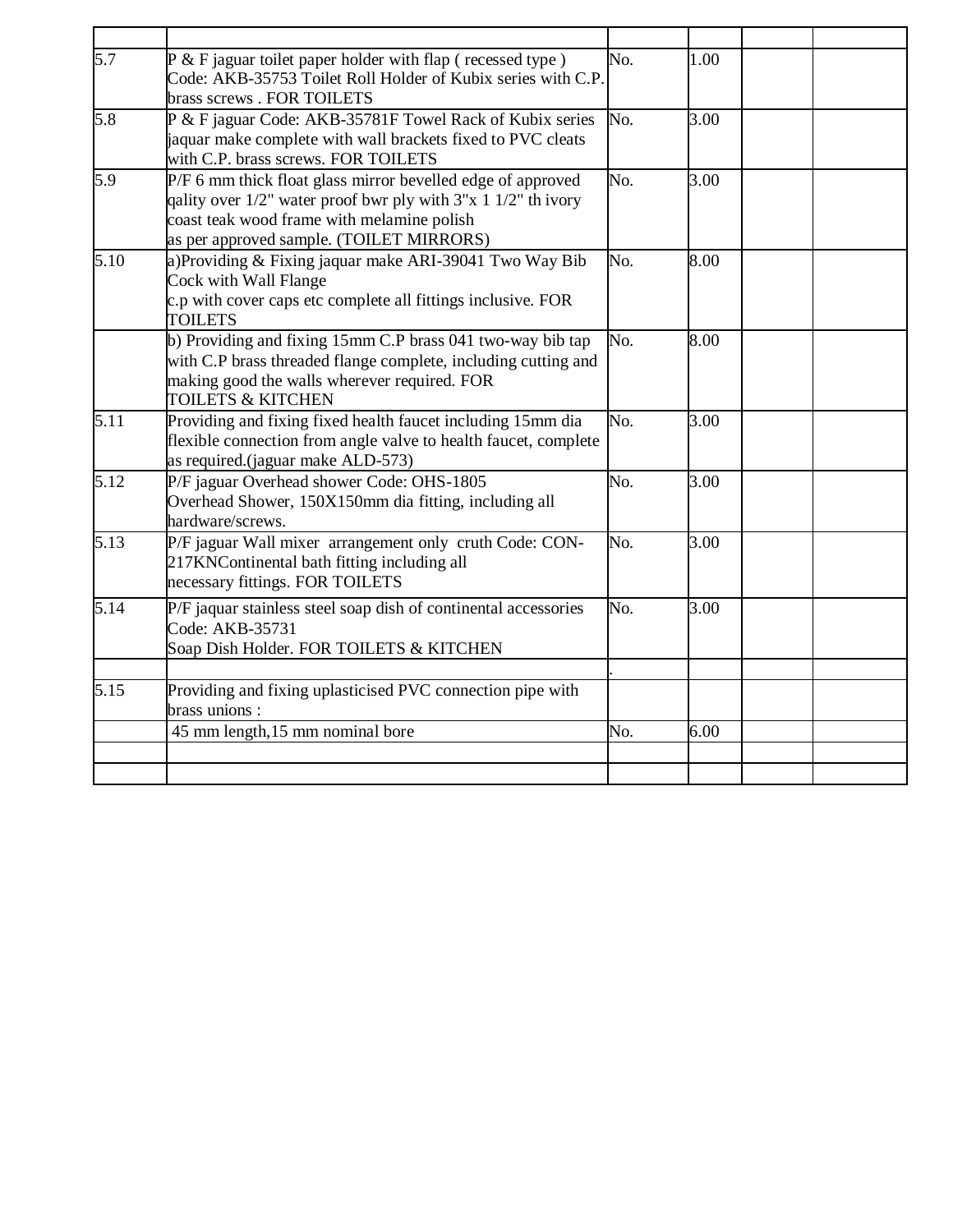| | | | | | |
|---|---|---|---|---|---|
| 5.7 | P & F jaguar toilet paper holder with flap ( recessed type ) Code: AKB-35753 Toilet Roll Holder of Kubix series with C.P. brass screws . FOR TOILETS | No. | 1.00 | | |
| 5.8 | P & F jaguar Code: AKB-35781F Towel Rack of Kubix series jaquar make complete with wall brackets fixed to PVC cleats with C.P. brass screws. FOR TOILETS | No. | 3.00 | | |
| 5.9 | P/F 6 mm thick float glass mirror bevelled edge of approved qality over 1/2" water proof bwr ply with 3"x 1 1/2" th ivory coast teak wood frame with melamine polish as per approved sample. (TOILET MIRRORS) | No. | 3.00 | | |
| 5.10 | a)Providing & Fixing jaquar make ARI-39041 Two Way Bib Cock with Wall Flange c.p with cover caps etc complete all fittings inclusive. FOR TOILETS | No. | 8.00 | | |
| | b) Providing and fixing 15mm C.P brass 041 two-way bib tap with C.P brass threaded flange complete, including cutting and making good the walls wherever required. FOR TOILETS & KITCHEN | No. | 8.00 | | |
| 5.11 | Providing and fixing fixed health faucet including 15mm dia flexible connection from angle valve to health faucet, complete as required.(jaguar make ALD-573) | No. | 3.00 | | |
| 5.12 | P/F jaguar Overhead shower Code: OHS-1805 Overhead Shower, 150X150mm dia fitting, including all hardware/screws. | No. | 3.00 | | |
| 5.13 | P/F jaguar Wall mixer arrangement only cruth Code: CON-217KNContinental bath fitting including all necessary fittings. FOR TOILETS | No. | 3.00 | | |
| 5.14 | P/F jaquar stainless steel soap dish of continental accessories Code: AKB-35731 Soap Dish Holder. FOR TOILETS & KITCHEN | No. | 3.00 | | |
| | | . | | | |
| 5.15 | Providing and fixing uplasticised PVC connection pipe with brass unions : | | | | |
| | 45 mm length,15 mm nominal bore | No. | 6.00 | | |
| | | | | | |
| | | | | | |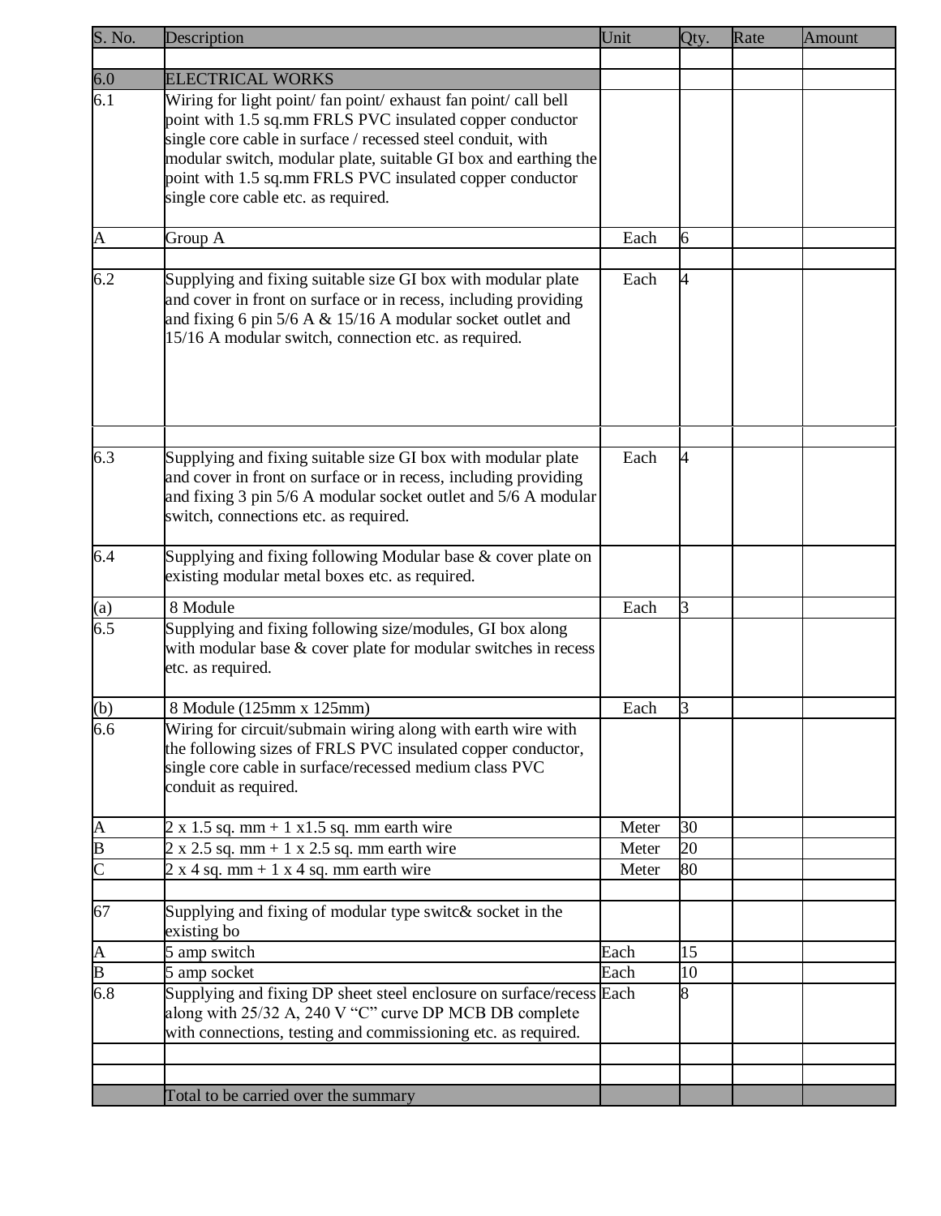| S. No. | Description | Unit | Qty. | Rate | Amount |
|---|---|---|---|---|---|
| | | | | | |
| 6.0 | ELECTRICAL WORKS | | | | |
| 6.1 | Wiring for light point/ fan point/ exhaust fan point/ call bell point with 1.5 sq.mm FRLS PVC insulated copper conductor single core cable in surface / recessed steel conduit, with modular switch, modular plate, suitable GI box and earthing the point with 1.5 sq.mm FRLS PVC insulated copper conductor single core cable etc. as required. | | | | |
| A | Group A | Each | 6 | | |
| | | | | | |
| 6.2 | Supplying and fixing suitable size GI box with modular plate and cover in front on surface or in recess, including providing and fixing 6 pin 5/6 A & 15/16 A modular socket outlet and 15/16 A modular switch, connection etc. as required. | Each | 4 | | |
| | | | | | |
| 6.3 | Supplying and fixing suitable size GI box with modular plate and cover in front on surface or in recess, including providing and fixing 3 pin 5/6 A modular socket outlet and 5/6 A modular switch, connections etc. as required. | Each | 4 | | |
| 6.4 | Supplying and fixing following Modular base & cover plate on existing modular metal boxes etc. as required. | | | | |
| (a) | 8 Module | Each | 3 | | |
| 6.5 | Supplying and fixing following size/modules, GI box along with modular base & cover plate for modular switches in recess etc. as required. | | | | |
| (b) | 8 Module (125mm x 125mm) | Each | 3 | | |
| 6.6 | Wiring for circuit/submain wiring along with earth wire with the following sizes of FRLS PVC insulated copper conductor, single core cable in surface/recessed medium class PVC conduit as required. | | | | |
| A | 2 x 1.5 sq. mm + 1 x1.5 sq. mm earth wire | Meter | 30 | | |
| B | 2 x 2.5 sq. mm + 1 x 2.5 sq. mm earth wire | Meter | 20 | | |
| C | 2 x 4 sq. mm + 1 x 4 sq. mm earth wire | Meter | 80 | | |
| | | | | | |
| 67 | Supplying and fixing of modular type switc& socket in the existing bo | | | | |
| A | 5 amp switch | Each | 15 | | |
| B | 5 amp socket | Each | 10 | | |
| 6.8 | Supplying and fixing DP sheet steel enclosure on surface/recess along with 25/32 A, 240 V "C" curve DP MCB DB complete with connections, testing and commissioning etc. as required. | Each | 8 | | |
| | | | | | |
| | | | | | |
| | Total to be carried over the summary | | | | |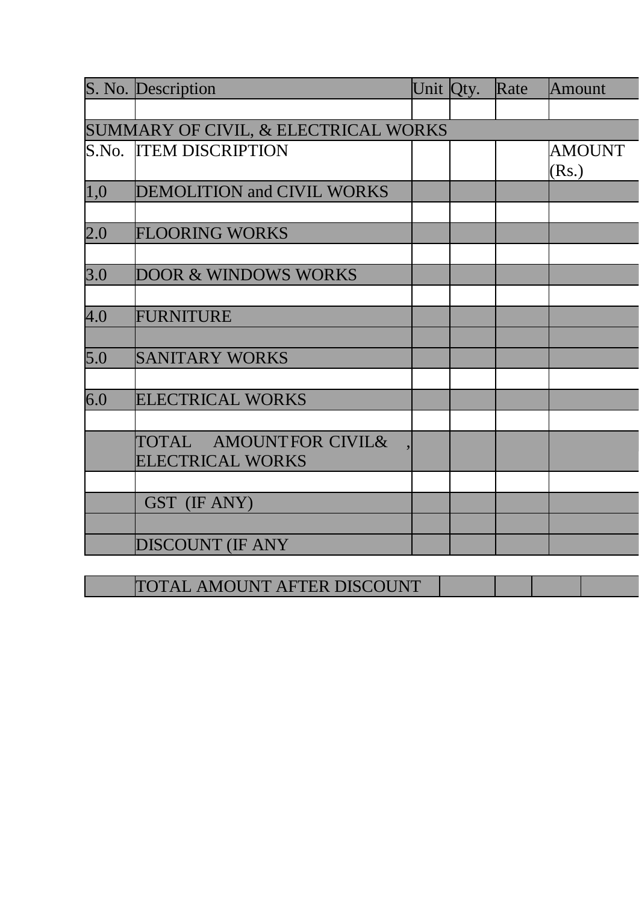| S. No. | Description | Unit | Qty. | Rate | Amount |
|---|---|---|---|---|---|
| | | | | | |
| SUMMARY OF CIVIL, & ELECTRICAL WORKS | | | | | |
| S.No. | ITEM DISCRIPTION | | | | AMOUNT (Rs.) |
| 1,0 | DEMOLITION and CIVIL WORKS | | | | |
| | | | | | |
| 2.0 | FLOORING WORKS | | | | |
| | | | | | |
| 3.0 | DOOR & WINDOWS WORKS | | | | |
| | | | | | |
| 4.0 | FURNITURE | | | | |
| | | | | | |
| 5.0 | SANITARY WORKS | | | | |
| | | | | | |
| 6.0 | ELECTRICAL WORKS | | | | |
| | | | | | |
| | TOTAL AMOUNT FOR CIVIL& , ELECTRICAL WORKS | | | | |
| | | | | | |
| | GST (IF ANY) | | | | |
| | | | | | |
| | DISCOUNT (IF ANY | | | | |
| | TOTAL AMOUNT AFTER DISCOUNT | | | | |